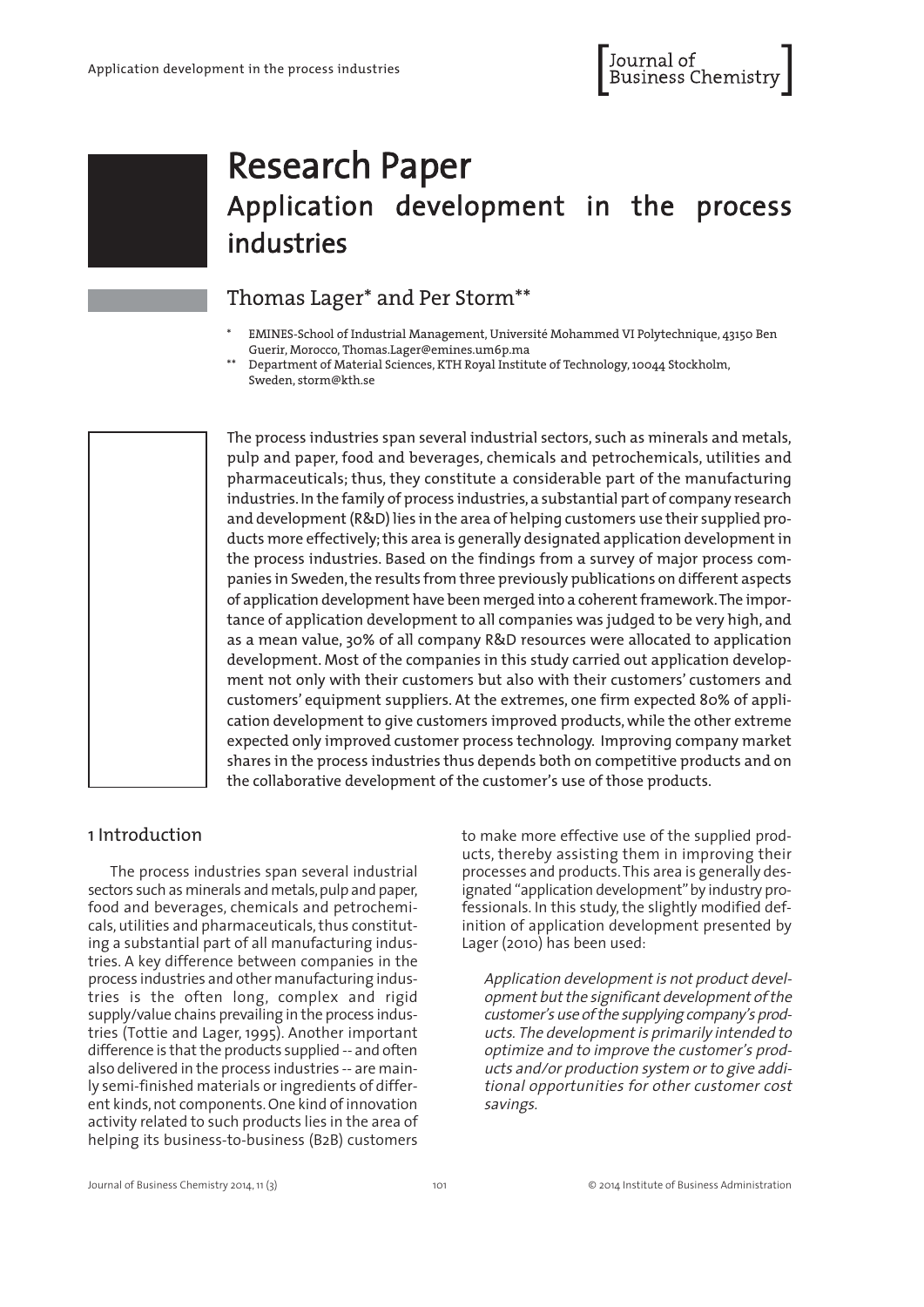# Research Paper

## Application development in the process industries

Thomas Lager* and Per Storm**

\* EMINES-School of Industrial Management, Université Mohammed VI Polytechnique, 43150 Ben Guerir, Morocco, Thomas.Lager@emines.um6p.ma

\*\* Department of Material Sciences, KTH Royal Institute of Technology, 10044 Stockholm, Sweden, storm@kth.se

The process industries span several industrial sectors, such as minerals and metals, pulp and paper, food and beverages, chemicals and petrochemicals, utilities and pharmaceuticals; thus, they constitute a considerable part of the manufacturing industries. In the family of process industries, a substantial part of company research and development (R&D) lies in the area of helping customers use their supplied products more effectively; this area is generally designated application development in the process industries. Based on the findings from a survey of major process companies in Sweden, the results from three previously publications on different aspects of application development have been merged into a coherent framework. The importance of application development to all companies was judged to be very high, and as a mean value, 30% of all company R&D resources were allocated to application development. Most of the companies in this study carried out application development not only with their customers but also with their customers' customers and customers' equipment suppliers. At the extremes, one firm expected 80% of application development to give customers improved products, while the other extreme expected only improved customer process technology. Improving company market shares in the process industries thus depends both on competitive products and on the collaborative development of the customer's use of those products.

## 1 Introduction

The process industries span several industrial sectors such as minerals and metals, pulp and paper, food and beverages, chemicals and petrochemicals, utilities and pharmaceuticals, thus constituting a substantial part of all manufacturing industries. A key difference between companies in the process industries and other manufacturing industries is the often long, complex and rigid supply/value chains prevailing in the process industries (Tottie and Lager, 1995). Another important difference is that the products supplied -- and often also delivered in the process industries -- are mainly semi-finished materials or ingredients of different kinds, not components. One kind of innovation activity related to such products lies in the area of helping its business-to-business (B2B) customers to make more effective use of the supplied products, thereby assisting them in improving their processes and products. This area is generally designated "application development" by industry professionals. In this study, the slightly modified definition of application development presented by Lager (2010) has been used:

> *Application development is not product development but the significant development of the customer's use of the supplying company's products. The development is primarily intended to optimize and to improve the customer's products and/or production system or to give additional opportunities for other customer cost savings.*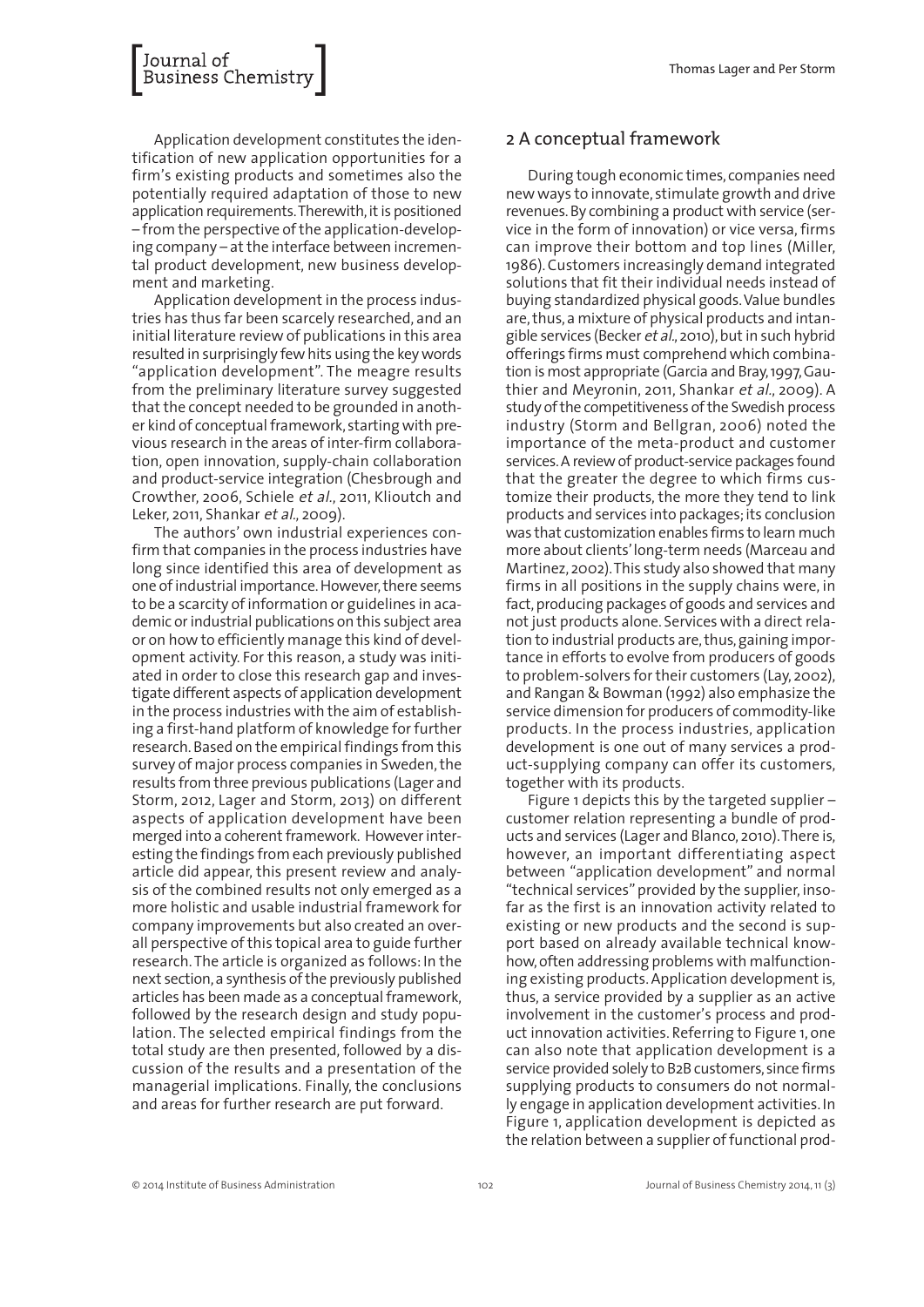Application development constitutes the identification of new application opportunities for a firm's existing products and sometimes also the potentially required adaptation of those to new application requirements. Therewith, it is positioned – from the perspective of the application-developing company – at the interface between incremental product development, new business development and marketing.

Application development in the process industries has thus far been scarcely researched, and an initial literature review of publications in this area resulted in surprisingly few hits using the key words "application development". The meagre results from the preliminary literature survey suggested that the concept needed to be grounded in another kind of conceptual framework, starting with previous research in the areas of inter-firm collaboration, open innovation, supply-chain collaboration and product-service integration (Chesbrough and Crowther, 2006, Schiele *et al*., 2011, Klioutch and Leker, 2011, Shankar *et al*., 2009).

The authors' own industrial experiences confirm that companies in the process industries have long since identified this area of development as one of industrial importance. However, there seems to be a scarcity of information or guidelines in academic or industrial publications on this subject area or on how to efficiently manage this kind of development activity. For this reason, a study was initiated in order to close this research gap and investigate different aspects of application development in the process industries with the aim of establishing a first-hand platform of knowledge for further research. Based on the empirical findings from this survey of major process companies in Sweden, the results from three previous publications (Lager and Storm, 2012, Lager and Storm, 2013) on different aspects of application development have been merged into a coherent framework. However interesting the findings from each previously published article did appear, this present review and analysis of the combined results not only emerged as a more holistic and usable industrial framework for company improvements but also created an overall perspective of this topical area to guide further research. The article is organized as follows: In the next section, a synthesis of the previously published articles has been made as a conceptual framework, followed by the research design and study population. The selected empirical findings from the total study are then presented, followed by a discussion of the results and a presentation of the managerial implications. Finally, the conclusions and areas for further research are put forward.

## 2 A conceptual framework

During tough economic times, companies need new ways to innovate, stimulate growth and drive revenues. By combining a product with service (service in the form of innovation) or vice versa, firms can improve their bottom and top lines (Miller, 1986). Customers increasingly demand integrated solutions that fit their individual needs instead of buying standardized physical goods. Value bundles are, thus, a mixture of physical products and intangible services (Becker *et al*., 2010), but in such hybrid offerings firms must comprehend which combination is most appropriate (Garcia and Bray, 1997, Gauthier and Meyronin, 2011, Shankar *et al*., 2009). A study of the competitiveness of the Swedish process industry (Storm and Bellgran, 2006) noted the importance of the meta-product and customer services. A review of product-service packages found that the greater the degree to which firms customize their products, the more they tend to link products and services into packages; its conclusion was that customization enables firms to learn much more about clients' long-term needs (Marceau and Martinez, 2002). This study also showed that many firms in all positions in the supply chains were, in fact, producing packages of goods and services and not just products alone. Services with a direct relation to industrial products are, thus, gaining importance in efforts to evolve from producers of goods to problem-solvers for their customers (Lay, 2002), and Rangan & Bowman (1992) also emphasize the service dimension for producers of commodity-like products. In the process industries, application development is one out of many services a product-supplying company can offer its customers, together with its products.

Figure 1 depicts this by the targeted supplier – customer relation representing a bundle of products and services (Lager and Blanco, 2010). There is, however, an important differentiating aspect between "application development" and normal "technical services" provided by the supplier, insofar as the first is an innovation activity related to existing or new products and the second is support based on already available technical knowhow, often addressing problems with malfunctioning existing products. Application development is, thus, a service provided by a supplier as an active involvement in the customer's process and product innovation activities. Referring to Figure 1, one can also note that application development is a service provided solely to B2B customers, since firms supplying products to consumers do not normally engage in application development activities. In Figure 1, application development is depicted as the relation between a supplier of functional prod-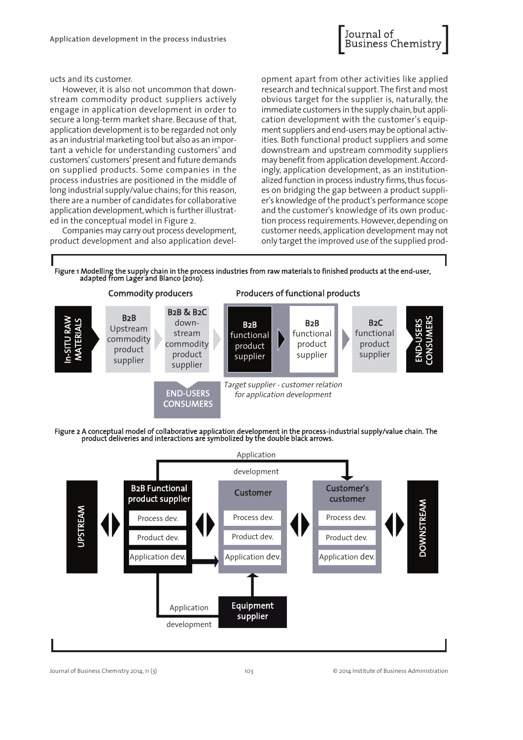ucts and its customer.

However, it is also not uncommon that downstream commodity product suppliers actively engage in application development in order to secure a long-term market share. Because of that, application development is to be regarded not only as an industrial marketing tool but also as an important a vehicle for understanding customers' and customers' customers' present and future demands on supplied products. Some companies in the process industries are positioned in the middle of long industrial supply/value chains; for this reason, there are a number of candidates for collaborative application development, which is further illustrated in the conceptual model in Figure 2.

Companies may carry out process development, product development and also application development apart from other activities like applied research and technical support. The first and most obvious target for the supplier is, naturally, the immediate customers in the supply chain, but application development with the customer's equipment suppliers and end-users may be optional activities. Both functional product suppliers and some downstream and upstream commodity suppliers may benefit from application development. Accordingly, application development, as an institutionalized function in process industry firms, thus focuses on bridging the gap between a product supplier's knowledge of the product's performance scope and the customer's knowledge of its own production process requirements. However, depending on customer needs, application development may not only target the improved use of the supplied prod-

**Figure 1** Modelling the supply chain in the process industries from raw materials to finished products at the end-user, adapted from Lager and Blanco (2010).

Commodity producers | Producers of functional products

In-SITU RAW MATERIALS → B2B Upstream commodity product supplier → B2B & B2C downstream commodity product supplier → B2B functional product supplier → B2B functional product supplier → B2C functional product supplier → END-USERS CONSUMERS

END-USERS CONSUMERS

*Target supplier - customer relation for application development*

**Figure 2** A conceptual model of collaborative application development in the process-industrial supply/value chain. The product deliveries and interactions are symbolized by the double black arrows.

UPSTREAM ↔ B2B Functional product supplier (Process dev., Product dev., Application dev.) ↔ Customer (Process dev., Product dev., Application dev.) ↔ Customer's customer (Process dev., Product dev., Application dev.) ↔ DOWNSTREAM

Application development (B2B Functional product supplier → Customer's customer)

Application development (B2B Functional product supplier → Equipment supplier → Customer)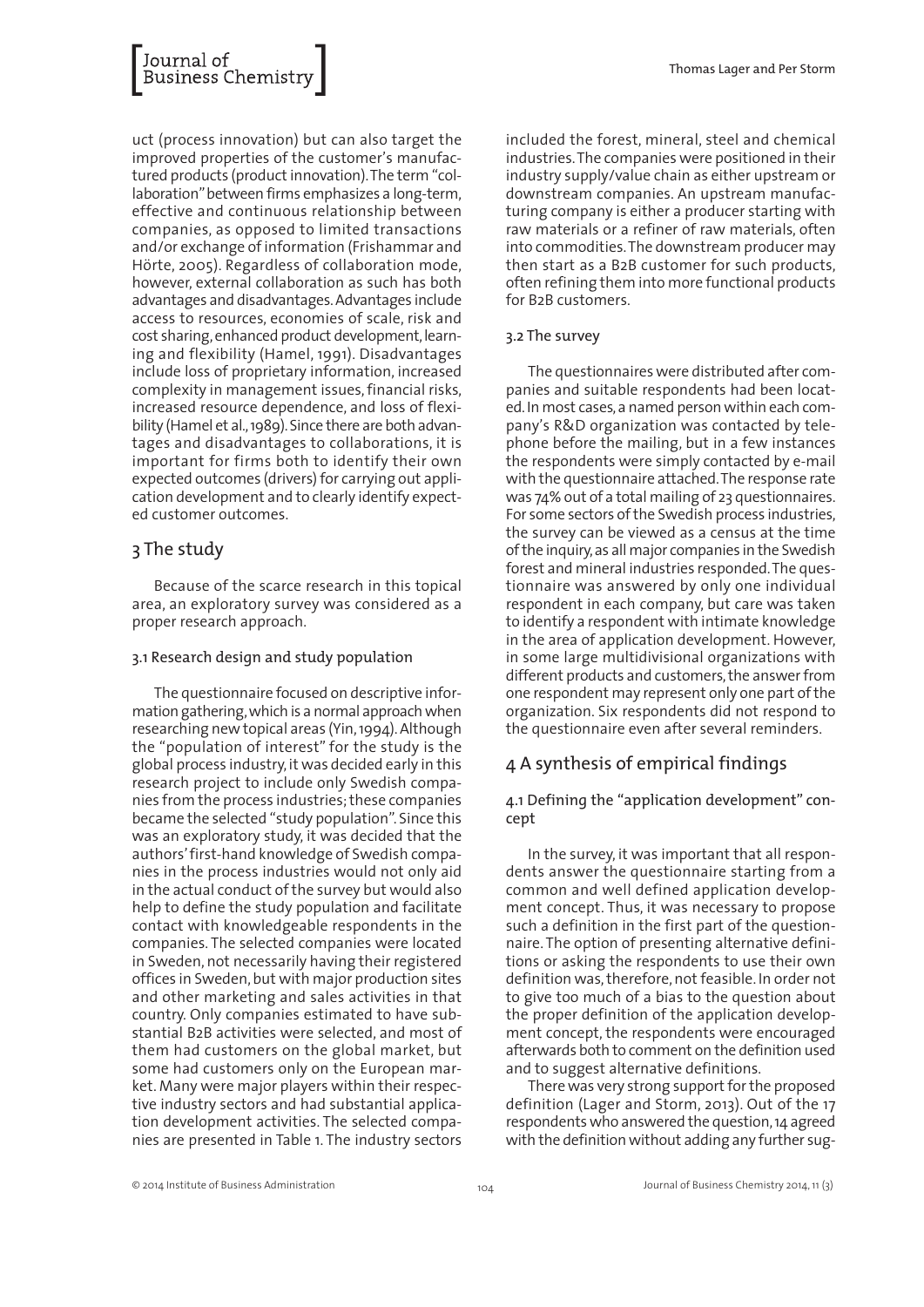uct (process innovation) but can also target the improved properties of the customer's manufactured products (product innovation). The term "collaboration" between firms emphasizes a long-term, effective and continuous relationship between companies, as opposed to limited transactions and/or exchange of information (Frishammar and Hörte, 2005). Regardless of collaboration mode, however, external collaboration as such has both advantages and disadvantages. Advantages include access to resources, economies of scale, risk and cost sharing, enhanced product development, learning and flexibility (Hamel, 1991). Disadvantages include loss of proprietary information, increased complexity in management issues, financial risks, increased resource dependence, and loss of flexibility (Hamel et al., 1989). Since there are both advantages and disadvantages to collaborations, it is important for firms both to identify their own expected outcomes (drivers) for carrying out application development and to clearly identify expected customer outcomes.

## 3 The study

Because of the scarce research in this topical area, an exploratory survey was considered as a proper research approach.

### 3.1 Research design and study population

The questionnaire focused on descriptive information gathering, which is a normal approach when researching new topical areas (Yin, 1994). Although the "population of interest" for the study is the global process industry, it was decided early in this research project to include only Swedish companies from the process industries; these companies became the selected "study population". Since this was an exploratory study, it was decided that the authors' first-hand knowledge of Swedish companies in the process industries would not only aid in the actual conduct of the survey but would also help to define the study population and facilitate contact with knowledgeable respondents in the companies. The selected companies were located in Sweden, not necessarily having their registered offices in Sweden, but with major production sites and other marketing and sales activities in that country. Only companies estimated to have substantial B2B activities were selected, and most of them had customers on the global market, but some had customers only on the European market. Many were major players within their respective industry sectors and had substantial application development activities. The selected companies are presented in Table 1. The industry sectors included the forest, mineral, steel and chemical industries. The companies were positioned in their industry supply/value chain as either upstream or downstream companies. An upstream manufacturing company is either a producer starting with raw materials or a refiner of raw materials, often into commodities. The downstream producer may then start as a B2B customer for such products, often refining them into more functional products for B2B customers.

### 3.2 The survey

The questionnaires were distributed after companies and suitable respondents had been located. In most cases, a named person within each company's R&D organization was contacted by telephone before the mailing, but in a few instances the respondents were simply contacted by e-mail with the questionnaire attached. The response rate was 74% out of a total mailing of 23 questionnaires. For some sectors of the Swedish process industries, the survey can be viewed as a census at the time of the inquiry, as all major companies in the Swedish forest and mineral industries responded. The questionnaire was answered by only one individual respondent in each company, but care was taken to identify a respondent with intimate knowledge in the area of application development. However, in some large multidivisional organizations with different products and customers, the answer from one respondent may represent only one part of the organization. Six respondents did not respond to the questionnaire even after several reminders.

## 4 A synthesis of empirical findings

### 4.1 Defining the "application development" concept

In the survey, it was important that all respondents answer the questionnaire starting from a common and well defined application development concept. Thus, it was necessary to propose such a definition in the first part of the questionnaire. The option of presenting alternative definitions or asking the respondents to use their own definition was, therefore, not feasible. In order not to give too much of a bias to the question about the proper definition of the application development concept, the respondents were encouraged afterwards both to comment on the definition used and to suggest alternative definitions.

There was very strong support for the proposed definition (Lager and Storm, 2013). Out of the 17 respondents who answered the question, 14 agreed with the definition without adding any further sug-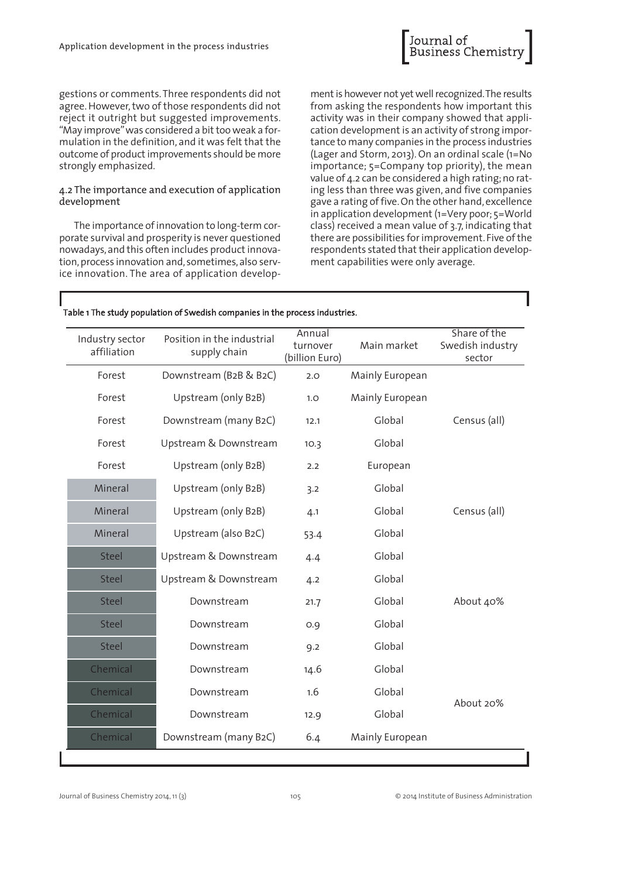gestions or comments. Three respondents did not agree. However, two of those respondents did not reject it outright but suggested improvements. "May improve" was considered a bit too weak a formulation in the definition, and it was felt that the outcome of product improvements should be more strongly emphasized.

### 4.2 The importance and execution of application development

The importance of innovation to long-term corporate survival and prosperity is never questioned nowadays, and this often includes product innovation, process innovation and, sometimes, also service innovation. The area of application development is however not yet well recognized. The results from asking the respondents how important this activity was in their company showed that application development is an activity of strong importance to many companies in the process industries (Lager and Storm, 2013). On an ordinal scale (1=No importance; 5=Company top priority), the mean value of 4.2 can be considered a high rating; no rating less than three was given, and five companies gave a rating of five. On the other hand, excellence in application development (1=Very poor; 5=World class) received a mean value of 3.7, indicating that there are possibilities for improvement. Five of the respondents stated that their application development capabilities were only average.

**Table 1** The study population of Swedish companies in the process industries.

| Industry sector affiliation | Position in the industrial supply chain | Annual turnover (billion Euro) | Main market | Share of the Swedish industry sector |
|---|---|---|---|---|
| Forest | Downstream (B2B & B2C) | 2.0 | Mainly European | |
| Forest | Upstream (only B2B) | 1.0 | Mainly European | |
| Forest | Downstream (many B2C) | 12.1 | Global | Census (all) |
| Forest | Upstream & Downstream | 10.3 | Global | |
| Forest | Upstream (only B2B) | 2.2 | European | |
| Mineral | Upstream (only B2B) | 3.2 | Global | |
| Mineral | Upstream (only B2B) | 4.1 | Global | Census (all) |
| Mineral | Upstream (also B2C) | 53.4 | Global | |
| Steel | Upstream & Downstream | 4.4 | Global | |
| Steel | Upstream & Downstream | 4.2 | Global | |
| Steel | Downstream | 21.7 | Global | About 40% |
| Steel | Downstream | 0.9 | Global | |
| Steel | Downstream | 9.2 | Global | |
| Chemical | Downstream | 14.6 | Global | |
| Chemical | Downstream | 1.6 | Global | About 20% |
| Chemical | Downstream | 12.9 | Global | |
| Chemical | Downstream (many B2C) | 6.4 | Mainly European | |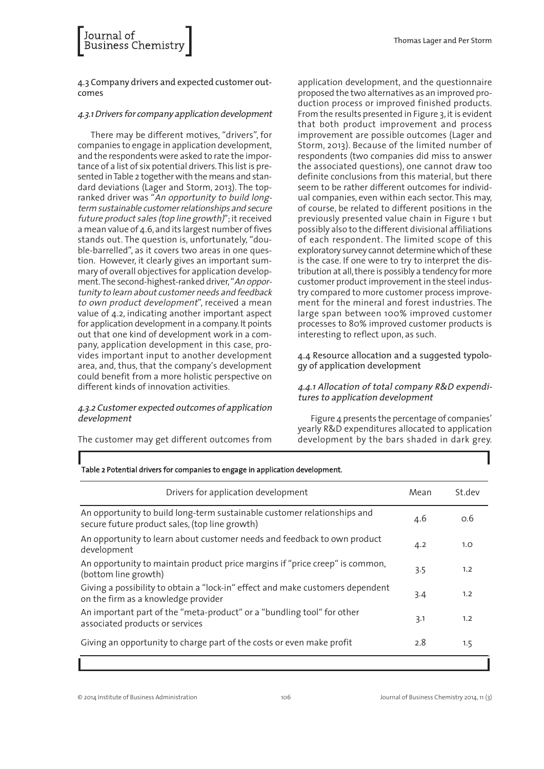### 4.3 Company drivers and expected customer outcomes

#### *4.3.1 Drivers for company application development*

There may be different motives, "drivers", for companies to engage in application development, and the respondents were asked to rate the importance of a list of six potential drivers. This list is presented in Table 2 together with the means and standard deviations (Lager and Storm, 2013). The top-ranked driver was "*An opportunity to build long-term sustainable customer relationships and secure future product sales (top line growth)*"; it received a mean value of 4.6, and its largest number of fives stands out. The question is, unfortunately, "double-barrelled", as it covers two areas in one question. However, it clearly gives an important summary of overall objectives for application development. The second-highest-ranked driver, "*An opportunity to learn about customer needs and feedback to own product development*", received a mean value of 4.2, indicating another important aspect for application development in a company. It points out that one kind of development work in a company, application development in this case, provides important input to another development area, and, thus, that the company's development could benefit from a more holistic perspective on different kinds of innovation activities.

#### *4.3.2 Customer expected outcomes of application development*

The customer may get different outcomes from application development, and the questionnaire proposed the two alternatives as an improved production process or improved finished products. From the results presented in Figure 3, it is evident that both product improvement and process improvement are possible outcomes (Lager and Storm, 2013). Because of the limited number of respondents (two companies did miss to answer the associated questions), one cannot draw too definite conclusions from this material, but there seem to be rather different outcomes for individual companies, even within each sector. This may, of course, be related to different positions in the previously presented value chain in Figure 1 but possibly also to the different divisional affiliations of each respondent. The limited scope of this exploratory survey cannot determine which of these is the case. If one were to try to interpret the distribution at all, there is possibly a tendency for more customer product improvement in the steel industry compared to more customer process improvement for the mineral and forest industries. The large span between 100% improved customer processes to 80% improved customer products is interesting to reflect upon, as such.

### 4.4 Resource allocation and a suggested typology of application development

#### *4.4.1 Allocation of total company R&D expenditures to application development*

Figure 4 presents the percentage of companies' yearly R&D expenditures allocated to application development by the bars shaded in dark grey.

**Table 2 Potential drivers for companies to engage in application development.**

| Drivers for application development | Mean | St.dev |
|---|---|---|
| An opportunity to build long-term sustainable customer relationships and secure future product sales, (top line growth) | 4.6 | 0.6 |
| An opportunity to learn about customer needs and feedback to own product development | 4.2 | 1.0 |
| An opportunity to maintain product price margins if "price creep" is common, (bottom line growth) | 3.5 | 1.2 |
| Giving a possibility to obtain a "lock-in" effect and make customers dependent on the firm as a knowledge provider | 3.4 | 1.2 |
| An important part of the "meta-product" or a "bundling tool" for other associated products or services | 3.1 | 1.2 |
| Giving an opportunity to charge part of the costs or even make profit | 2.8 | 1.5 |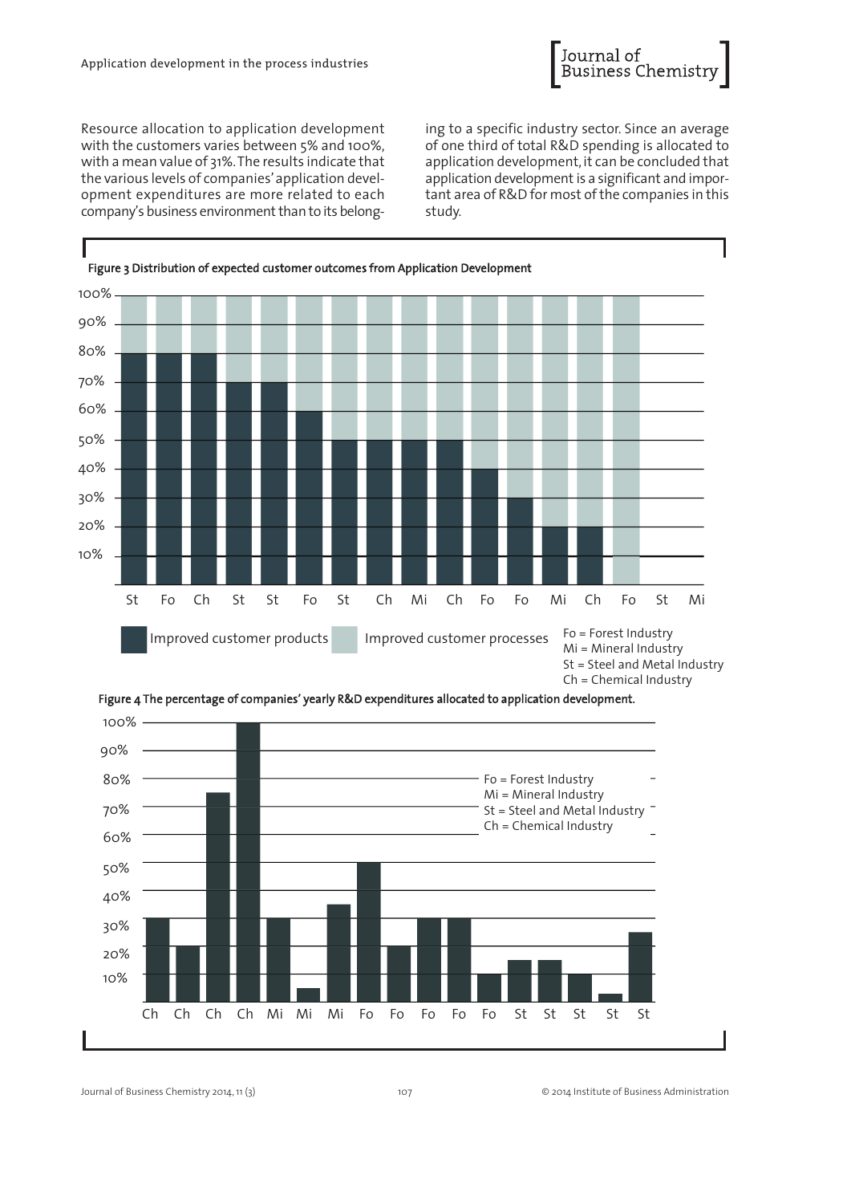Resource allocation to application development with the customers varies between 5% and 100%, with a mean value of 31%. The results indicate that the various levels of companies' application development expenditures are more related to each company's business environment than to its belonging to a specific industry sector. Since an average of one third of total R&D spending is allocated to application development, it can be concluded that application development is a significant and important area of R&D for most of the companies in this study.

**Figure 3** Distribution of expected customer outcomes from Application Development

Fo = Forest Industry
Mi = Mineral Industry
St = Steel and Metal Industry
Ch = Chemical Industry

**Figure 4** The percentage of companies' yearly R&D expenditures allocated to application development.

Fo = Forest Industry
Mi = Mineral Industry
St = Steel and Metal Industry
Ch = Chemical Industry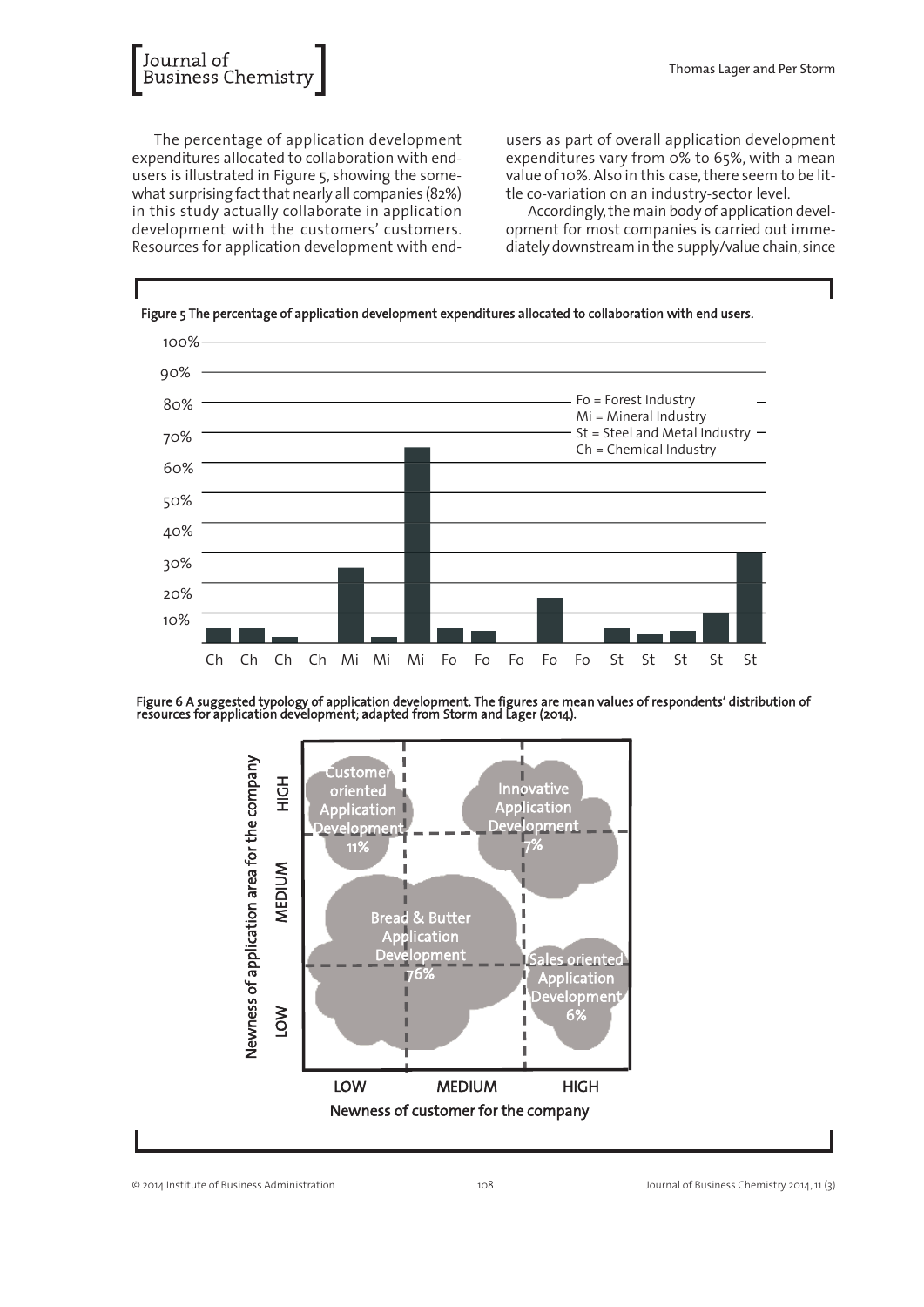The percentage of application development expenditures allocated to collaboration with end-users is illustrated in Figure 5, showing the somewhat surprising fact that nearly all companies (82%) in this study actually collaborate in application development with the customers' customers. Resources for application development with end-users as part of overall application development expenditures vary from 0% to 65%, with a mean value of 10%. Also in this case, there seem to be little co-variation on an industry-sector level.

Accordingly, the main body of application development for most companies is carried out immediately downstream in the supply/value chain, since

**Figure 5** The percentage of application development expenditures allocated to collaboration with end users.

Fo = Forest Industry
Mi = Mineral Industry
St = Steel and Metal Industry
Ch = Chemical Industry

**Figure 6** A suggested typology of application development. The figures are mean values of respondents' distribution of resources for application development; adapted from Storm and Lager (2014).

| Newness of application area for the company | LOW (Newness of customer) | MEDIUM (Newness of customer) | HIGH (Newness of customer) |
|---|---|---|---|
| HIGH | Customer oriented Application Development 11% | | Innovative Application Development 7% |
| MEDIUM | Bread & Butter Application Development 76% | | |
| LOW | | | Sales oriented Application Development 6% |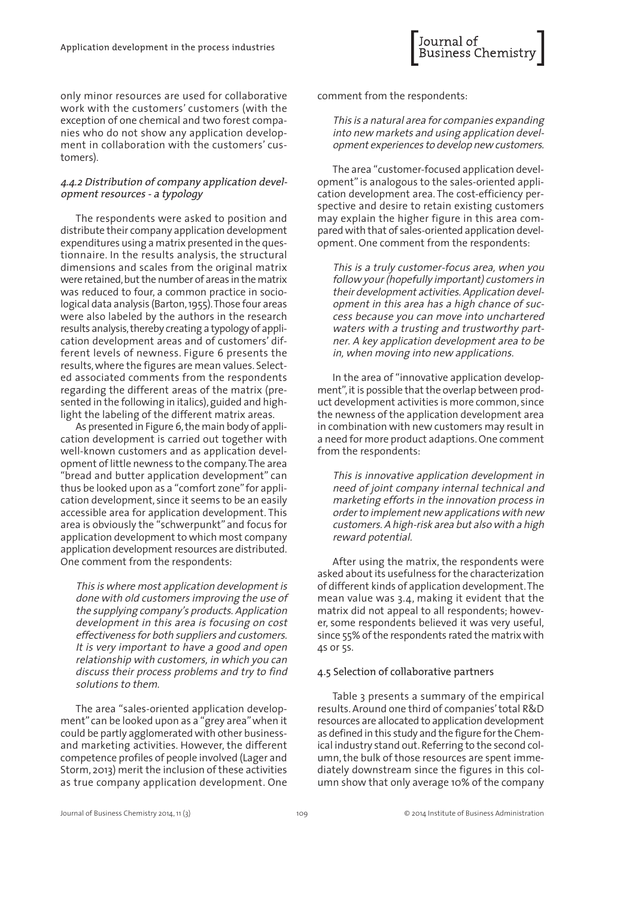only minor resources are used for collaborative work with the customers' customers (with the exception of one chemical and two forest companies who do not show any application development in collaboration with the customers' customers).

#### *4.4.2 Distribution of company application development resources - a typology*

The respondents were asked to position and distribute their company application development expenditures using a matrix presented in the questionnaire. In the results analysis, the structural dimensions and scales from the original matrix were retained, but the number of areas in the matrix was reduced to four, a common practice in sociological data analysis (Barton, 1955). Those four areas were also labeled by the authors in the research results analysis, thereby creating a typology of application development areas and of customers' different levels of newness. Figure 6 presents the results, where the figures are mean values. Selected associated comments from the respondents regarding the different areas of the matrix (presented in the following in italics), guided and highlight the labeling of the different matrix areas.

As presented in Figure 6, the main body of application development is carried out together with well-known customers and as application development of little newness to the company. The area "bread and butter application development" can thus be looked upon as a "comfort zone" for application development, since it seems to be an easily accessible area for application development. This area is obviously the "schwerpunkt" and focus for application development to which most company application development resources are distributed. One comment from the respondents:

> *This is where most application development is done with old customers improving the use of the supplying company's products. Application development in this area is focusing on cost effectiveness for both suppliers and customers. It is very important to have a good and open relationship with customers, in which you can discuss their process problems and try to find solutions to them.*

The area "sales-oriented application development" can be looked upon as a "grey area" when it could be partly agglomerated with other business- and marketing activities. However, the different competence profiles of people involved (Lager and Storm, 2013) merit the inclusion of these activities as true company application development. One comment from the respondents:

> *This is a natural area for companies expanding into new markets and using application development experiences to develop new customers.*

The area "customer-focused application development" is analogous to the sales-oriented application development area. The cost-efficiency perspective and desire to retain existing customers may explain the higher figure in this area compared with that of sales-oriented application development. One comment from the respondents:

> *This is a truly customer-focus area, when you follow your (hopefully important) customers in their development activities. Application development in this area has a high chance of success because you can move into unchartered waters with a trusting and trustworthy partner. A key application development area to be in, when moving into new applications.*

In the area of "innovative application development", it is possible that the overlap between product development activities is more common, since the newness of the application development area in combination with new customers may result in a need for more product adaptions. One comment from the respondents:

> *This is innovative application development in need of joint company internal technical and marketing efforts in the innovation process in order to implement new applications with new customers. A high-risk area but also with a high reward potential.*

After using the matrix, the respondents were asked about its usefulness for the characterization of different kinds of application development. The mean value was 3.4, making it evident that the matrix did not appeal to all respondents; however, some respondents believed it was very useful, since 55% of the respondents rated the matrix with 4s or 5s.

### 4.5 Selection of collaborative partners

Table 3 presents a summary of the empirical results. Around one third of companies' total R&D resources are allocated to application development as defined in this study and the figure for the Chemical industry stand out. Referring to the second column, the bulk of those resources are spent immediately downstream since the figures in this column show that only average 10% of the company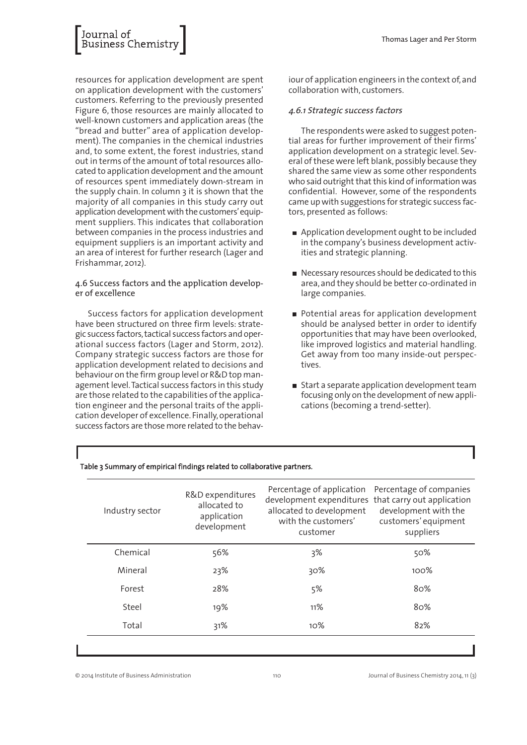resources for application development are spent on application development with the customers' customers. Referring to the previously presented Figure 6, those resources are mainly allocated to well-known customers and application areas (the "bread and butter" area of application development). The companies in the chemical industries and, to some extent, the forest industries, stand out in terms of the amount of total resources allocated to application development and the amount of resources spent immediately down-stream in the supply chain. In column 3 it is shown that the majority of all companies in this study carry out application development with the customers' equipment suppliers. This indicates that collaboration between companies in the process industries and equipment suppliers is an important activity and an area of interest for further research (Lager and Frishammar, 2012).

### 4.6 Success factors and the application developer of excellence

Success factors for application development have been structured on three firm levels: strategic success factors, tactical success factors and operational success factors (Lager and Storm, 2012). Company strategic success factors are those for application development related to decisions and behaviour on the firm group level or R&D top management level. Tactical success factors in this study are those related to the capabilities of the application engineer and the personal traits of the application developer of excellence. Finally, operational success factors are those more related to the behaviour of application engineers in the context of, and collaboration with, customers.

#### *4.6.1 Strategic success factors*

The respondents were asked to suggest potential areas for further improvement of their firms' application development on a strategic level. Several of these were left blank, possibly because they shared the same view as some other respondents who said outright that this kind of information was confidential. However, some of the respondents came up with suggestions for strategic success factors, presented as follows:

- Application development ought to be included in the company's business development activities and strategic planning.
- Necessary resources should be dedicated to this area, and they should be better co-ordinated in large companies.
- Potential areas for application development should be analysed better in order to identify opportunities that may have been overlooked, like improved logistics and material handling. Get away from too many inside-out perspectives.
- Start a separate application development team focusing only on the development of new applications (becoming a trend-setter).

Table 3 Summary of empirical findings related to collaborative partners.

| Industry sector | R&D expenditures allocated to application development | Percentage of application development expenditures allocated to development with the customers' customer | Percentage of companies that carry out application development with the customers' equipment suppliers |
|---|---|---|---|
| Chemical | 56% | 3% | 50% |
| Mineral | 23% | 30% | 100% |
| Forest | 28% | 5% | 80% |
| Steel | 19% | 11% | 80% |
| Total | 31% | 10% | 82% |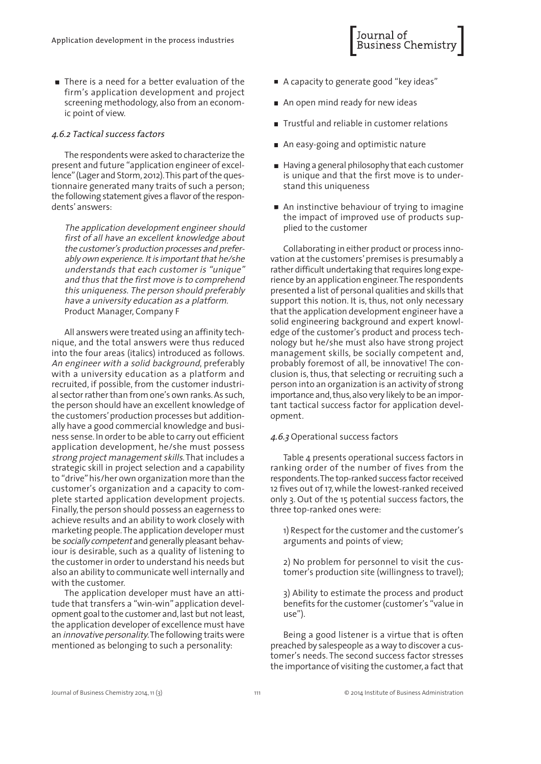- There is a need for a better evaluation of the firm's application development and project screening methodology, also from an economic point of view.

#### *4.6.2 Tactical success factors*

The respondents were asked to characterize the present and future "application engineer of excellence" (Lager and Storm, 2012). This part of the questionnaire generated many traits of such a person; the following statement gives a flavor of the respondents' answers:

> *The application development engineer should first of all have an excellent knowledge about the customer's production processes and preferably own experience. It is important that he/she understands that each customer is "unique" and thus that the first move is to comprehend this uniqueness. The person should preferably have a university education as a platform.*
> Product Manager, Company F

All answers were treated using an affinity technique, and the total answers were thus reduced into the four areas (italics) introduced as follows. *An engineer with a solid background*, preferably with a university education as a platform and recruited, if possible, from the customer industrial sector rather than from one's own ranks. As such, the person should have an excellent knowledge of the customers' production processes but additionally have a good commercial knowledge and business sense. In order to be able to carry out efficient application development, he/she must possess *strong project management skills*. That includes a strategic skill in project selection and a capability to "drive" his/her own organization more than the customer's organization and a capacity to complete started application development projects. Finally, the person should possess an eagerness to achieve results and an ability to work closely with marketing people. The application developer must be *socially competent* and generally pleasant behaviour is desirable, such as a quality of listening to the customer in order to understand his needs but also an ability to communicate well internally and with the customer.

The application developer must have an attitude that transfers a "win-win" application development goal to the customer and, last but not least, the application developer of excellence must have an *innovative personality*. The following traits were mentioned as belonging to such a personality:

- A capacity to generate good "key ideas"
- An open mind ready for new ideas
- Trustful and reliable in customer relations
- An easy-going and optimistic nature
- Having a general philosophy that each customer is unique and that the first move is to understand this uniqueness
- An instinctive behaviour of trying to imagine the impact of improved use of products supplied to the customer

Collaborating in either product or process innovation at the customers' premises is presumably a rather difficult undertaking that requires long experience by an application engineer. The respondents presented a list of personal qualities and skills that support this notion. It is, thus, not only necessary that the application development engineer have a solid engineering background and expert knowledge of the customer's product and process technology but he/she must also have strong project management skills, be socially competent and, probably foremost of all, be innovative! The conclusion is, thus, that selecting or recruiting such a person into an organization is an activity of strong importance and, thus, also very likely to be an important tactical success factor for application development.

#### *4.6.3* Operational success factors

Table 4 presents operational success factors in ranking order of the number of fives from the respondents. The top-ranked success factor received 12 fives out of 17, while the lowest-ranked received only 3. Out of the 15 potential success factors, the three top-ranked ones were:

1) Respect for the customer and the customer's arguments and points of view;

2) No problem for personnel to visit the customer's production site (willingness to travel);

3) Ability to estimate the process and product benefits for the customer (customer's "value in use").

Being a good listener is a virtue that is often preached by salespeople as a way to discover a customer's needs. The second success factor stresses the importance of visiting the customer, a fact that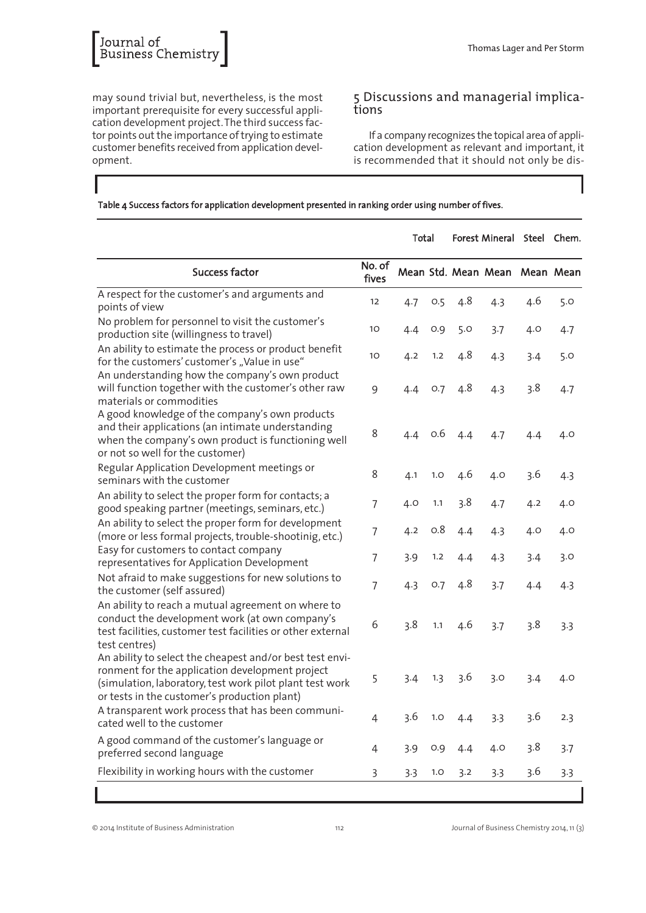may sound trivial but, nevertheless, is the most important prerequisite for every successful application development project. The third success factor points out the importance of trying to estimate customer benefits received from application development.

## 5 Discussions and managerial implications

If a company recognizes the topical area of application development as relevant and important, it is recommended that it should not only be dis-

**Table 4 Success factors for application development presented in ranking order using number of fives.**

| | | Total | | Forest | Mineral | Steel | Chem. |
|---|---|---|---|---|---|---|---|
| Success factor | No. of fives | Mean | Std. | Mean | Mean | Mean | Mean |
| A respect for the customer's and arguments and points of view | 12 | 4.7 | 0.5 | 4.8 | 4.3 | 4.6 | 5.0 |
| No problem for personnel to visit the customer's production site (willingness to travel) | 10 | 4.4 | 0.9 | 5.0 | 3.7 | 4.0 | 4.7 |
| An ability to estimate the process or product benefit for the customers' customer's „Value in use" | 10 | 4.2 | 1.2 | 4.8 | 4.3 | 3.4 | 5.0 |
| An understanding how the company's own product will function together with the customer's other raw materials or commodities | 9 | 4.4 | 0.7 | 4.8 | 4.3 | 3.8 | 4.7 |
| A good knowledge of the company's own products and their applications (an intimate understanding when the company's own product is functioning well or not so well for the customer) | 8 | 4.4 | 0.6 | 4.4 | 4.7 | 4.4 | 4.0 |
| Regular Application Development meetings or seminars with the customer | 8 | 4.1 | 1.0 | 4.6 | 4.0 | 3.6 | 4.3 |
| An ability to select the proper form for contacts; a good speaking partner (meetings, seminars, etc.) | 7 | 4.0 | 1.1 | 3.8 | 4.7 | 4.2 | 4.0 |
| An ability to select the proper form for development (more or less formal projects, trouble-shootinig, etc.) | 7 | 4.2 | 0.8 | 4.4 | 4.3 | 4.0 | 4.0 |
| Easy for customers to contact company representatives for Application Development | 7 | 3.9 | 1.2 | 4.4 | 4.3 | 3.4 | 3.0 |
| Not afraid to make suggestions for new solutions to the customer (self assured) | 7 | 4.3 | 0.7 | 4.8 | 3.7 | 4.4 | 4.3 |
| An ability to reach a mutual agreement on where to conduct the development work (at own company's test facilities, customer test facilities or other external test centres) | 6 | 3.8 | 1.1 | 4.6 | 3.7 | 3.8 | 3.3 |
| An ability to select the cheapest and/or best test environment for the application development project (simulation, laboratory, test work pilot plant test work or tests in the customer's production plant) | 5 | 3.4 | 1.3 | 3.6 | 3.0 | 3.4 | 4.0 |
| A transparent work process that has been communicated well to the customer | 4 | 3.6 | 1.0 | 4.4 | 3.3 | 3.6 | 2.3 |
| A good command of the customer's language or preferred second language | 4 | 3.9 | 0.9 | 4.4 | 4.0 | 3.8 | 3.7 |
| Flexibility in working hours with the customer | 3 | 3.3 | 1.0 | 3.2 | 3.3 | 3.6 | 3.3 |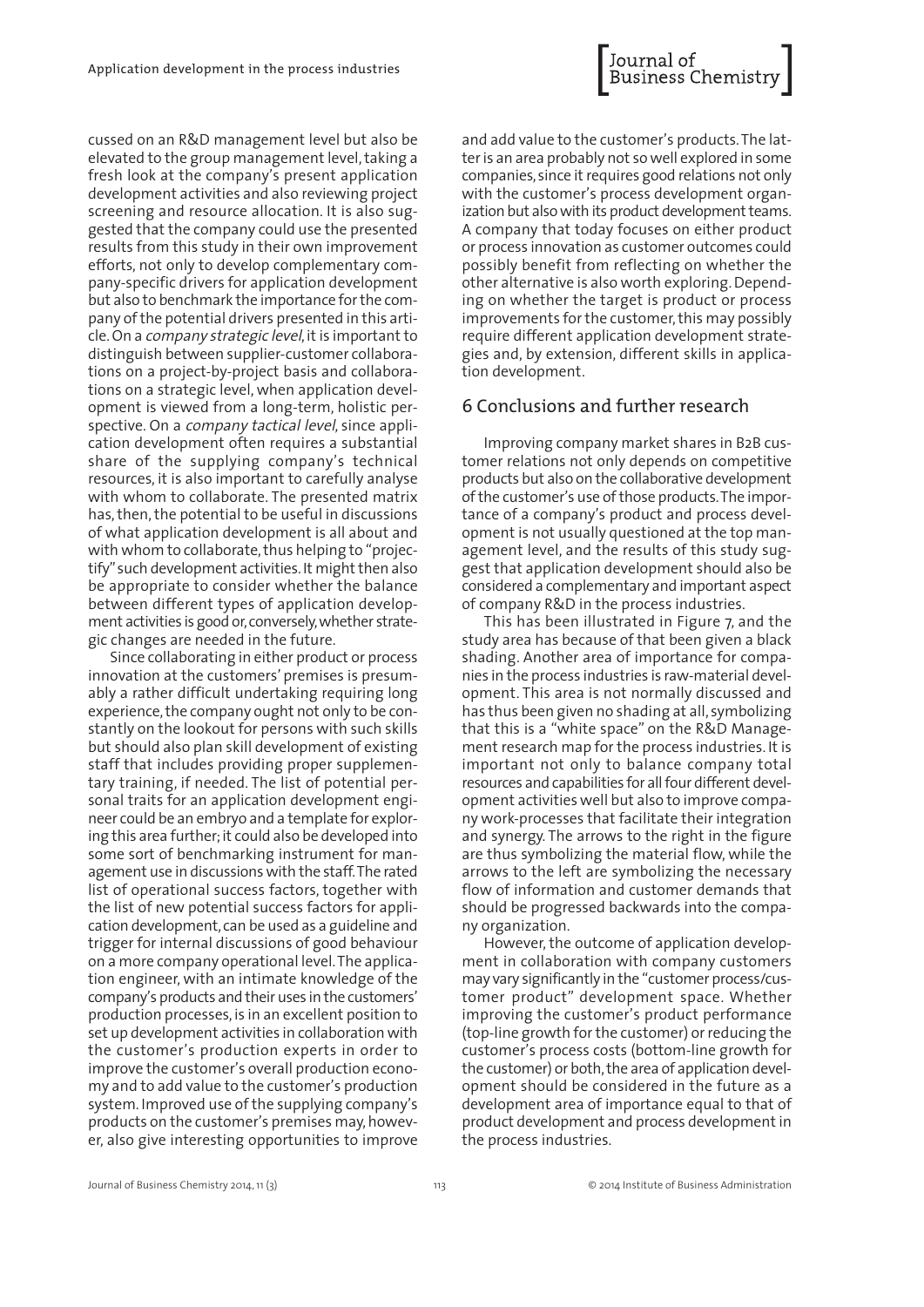cussed on an R&D management level but also be elevated to the group management level, taking a fresh look at the company's present application development activities and also reviewing project screening and resource allocation. It is also suggested that the company could use the presented results from this study in their own improvement efforts, not only to develop complementary company-specific drivers for application development but also to benchmark the importance for the company of the potential drivers presented in this article. On a *company strategic level*, it is important to distinguish between supplier-customer collaborations on a project-by-project basis and collaborations on a strategic level, when application development is viewed from a long-term, holistic perspective. On a *company tactical level*, since application development often requires a substantial share of the supplying company's technical resources, it is also important to carefully analyse with whom to collaborate. The presented matrix has, then, the potential to be useful in discussions of what application development is all about and with whom to collaborate, thus helping to "projectify" such development activities. It might then also be appropriate to consider whether the balance between different types of application development activities is good or, conversely, whether strategic changes are needed in the future.

Since collaborating in either product or process innovation at the customers' premises is presumably a rather difficult undertaking requiring long experience, the company ought not only to be constantly on the lookout for persons with such skills but should also plan skill development of existing staff that includes providing proper supplementary training, if needed. The list of potential personal traits for an application development engineer could be an embryo and a template for exploring this area further; it could also be developed into some sort of benchmarking instrument for management use in discussions with the staff. The rated list of operational success factors, together with the list of new potential success factors for application development, can be used as a guideline and trigger for internal discussions of good behaviour on a more company operational level. The application engineer, with an intimate knowledge of the company's products and their uses in the customers' production processes, is in an excellent position to set up development activities in collaboration with the customer's production experts in order to improve the customer's overall production economy and to add value to the customer's production system. Improved use of the supplying company's products on the customer's premises may, however, also give interesting opportunities to improve and add value to the customer's products. The latter is an area probably not so well explored in some companies, since it requires good relations not only with the customer's process development organization but also with its product development teams. A company that today focuses on either product or process innovation as customer outcomes could possibly benefit from reflecting on whether the other alternative is also worth exploring. Depending on whether the target is product or process improvements for the customer, this may possibly require different application development strategies and, by extension, different skills in application development.

## 6 Conclusions and further research

Improving company market shares in B2B customer relations not only depends on competitive products but also on the collaborative development of the customer's use of those products. The importance of a company's product and process development is not usually questioned at the top management level, and the results of this study suggest that application development should also be considered a complementary and important aspect of company R&D in the process industries.

This has been illustrated in Figure 7, and the study area has because of that been given a black shading. Another area of importance for companies in the process industries is raw-material development. This area is not normally discussed and has thus been given no shading at all, symbolizing that this is a "white space" on the R&D Management research map for the process industries. It is important not only to balance company total resources and capabilities for all four different development activities well but also to improve company work-processes that facilitate their integration and synergy. The arrows to the right in the figure are thus symbolizing the material flow, while the arrows to the left are symbolizing the necessary flow of information and customer demands that should be progressed backwards into the company organization.

However, the outcome of application development in collaboration with company customers may vary significantly in the "customer process/customer product" development space. Whether improving the customer's product performance (top-line growth for the customer) or reducing the customer's process costs (bottom-line growth for the customer) or both, the area of application development should be considered in the future as a development area of importance equal to that of product development and process development in the process industries.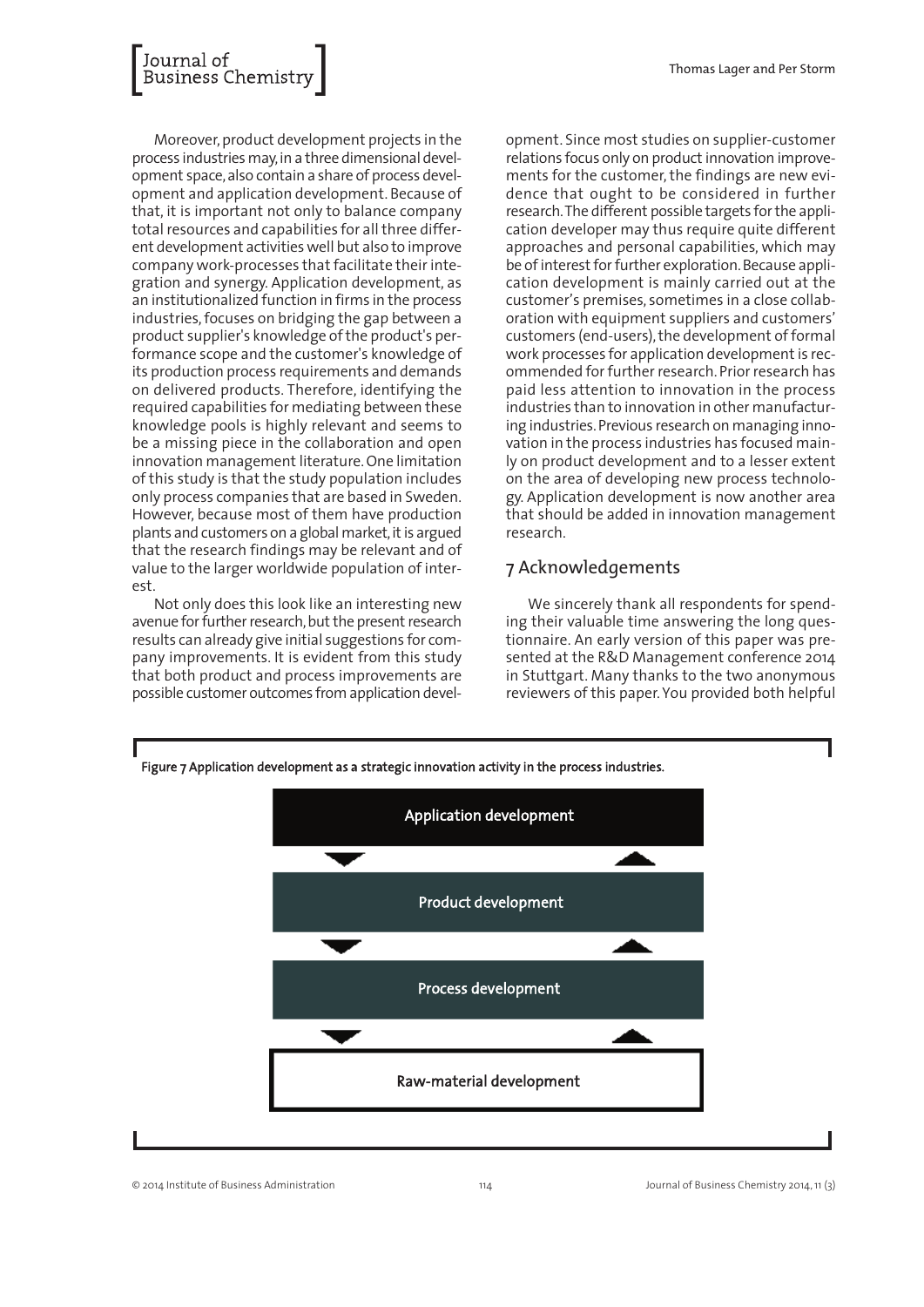Moreover, product development projects in the process industries may, in a three dimensional development space, also contain a share of process development and application development. Because of that, it is important not only to balance company total resources and capabilities for all three different development activities well but also to improve company work-processes that facilitate their integration and synergy. Application development, as an institutionalized function in firms in the process industries, focuses on bridging the gap between a product supplier's knowledge of the product's performance scope and the customer's knowledge of its production process requirements and demands on delivered products. Therefore, identifying the required capabilities for mediating between these knowledge pools is highly relevant and seems to be a missing piece in the collaboration and open innovation management literature. One limitation of this study is that the study population includes only process companies that are based in Sweden. However, because most of them have production plants and customers on a global market, it is argued that the research findings may be relevant and of value to the larger worldwide population of interest.

Not only does this look like an interesting new avenue for further research, but the present research results can already give initial suggestions for company improvements. It is evident from this study that both product and process improvements are possible customer outcomes from application development. Since most studies on supplier-customer relations focus only on product innovation improvements for the customer, the findings are new evidence that ought to be considered in further research. The different possible targets for the application developer may thus require quite different approaches and personal capabilities, which may be of interest for further exploration. Because application development is mainly carried out at the customer's premises, sometimes in a close collaboration with equipment suppliers and customers' customers (end-users), the development of formal work processes for application development is recommended for further research. Prior research has paid less attention to innovation in the process industries than to innovation in other manufacturing industries. Previous research on managing innovation in the process industries has focused mainly on product development and to a lesser extent on the area of developing new process technology. Application development is now another area that should be added in innovation management research.

## 7 Acknowledgements

We sincerely thank all respondents for spending their valuable time answering the long questionnaire. An early version of this paper was presented at the R&D Management conference 2014 in Stuttgart. Many thanks to the two anonymous reviewers of this paper. You provided both helpful

**Figure 7 Application development as a strategic innovation activity in the process industries.**

Application development

▼ ▲

Product development

▼ ▲

Process development

▼ ▲

Raw-material development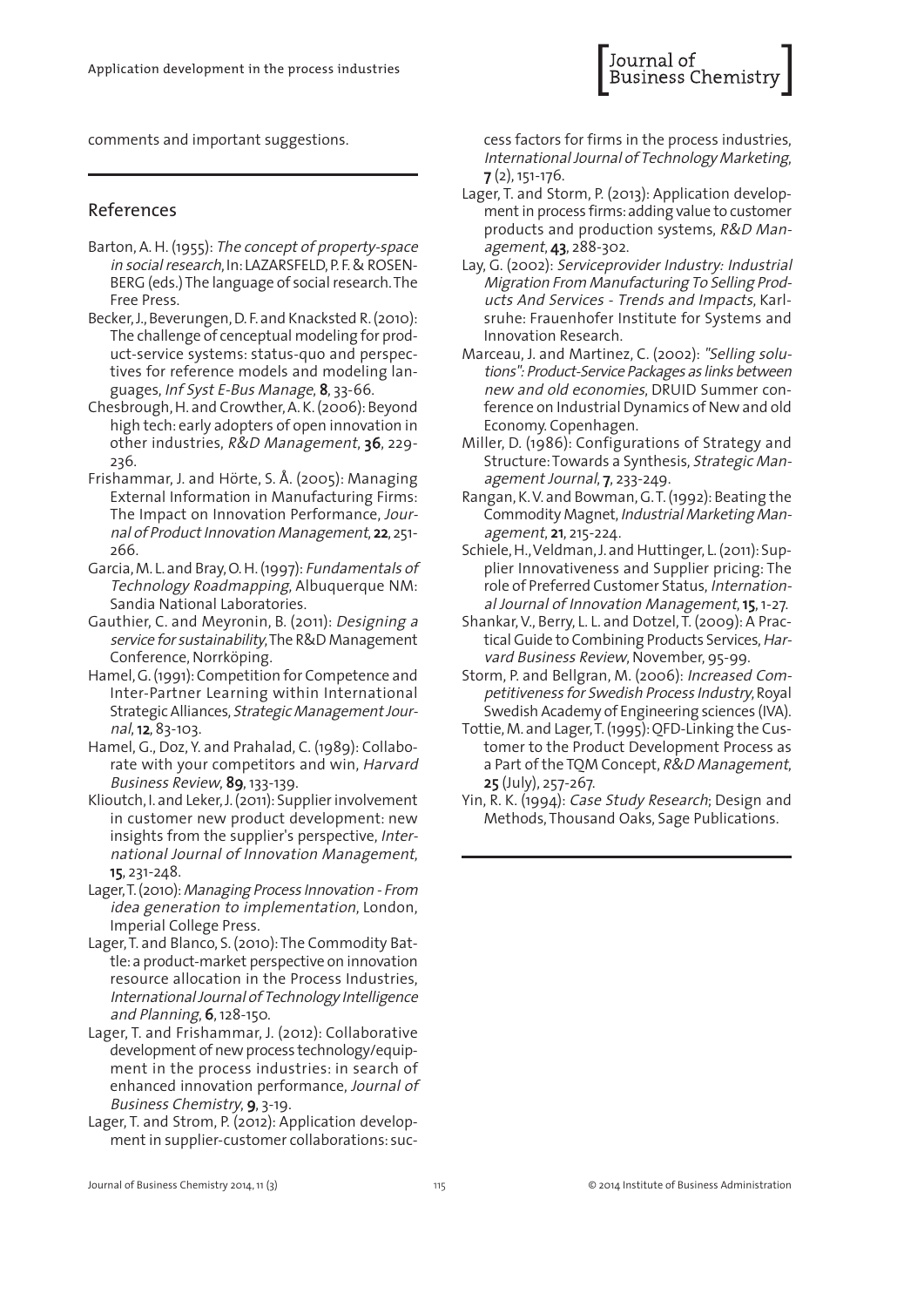comments and important suggestions.

## References

Barton, A. H. (1955): *The concept of property-space in social research*, In: LAZARSFELD, P. F. & ROSENBERG (eds.) The language of social research. The Free Press.

Becker, J., Beverungen, D. F. and Knacksted R. (2010): The challenge of cenceptual modeling for product-service systems: status-quo and perspectives for reference models and modeling languages, *Inf Syst E-Bus Manage*, **8**, 33-66.

Chesbrough, H. and Crowther, A. K. (2006): Beyond high tech: early adopters of open innovation in other industries, *R&D Management*, **36**, 229-236.

Frishammar, J. and Hörte, S. Å. (2005): Managing External Information in Manufacturing Firms: The Impact on Innovation Performance, *Journal of Product Innovation Management*, **22**, 251-266.

Garcia, M. L. and Bray, O. H. (1997): *Fundamentals of Technology Roadmapping*, Albuquerque NM: Sandia National Laboratories.

Gauthier, C. and Meyronin, B. (2011): *Designing a service for sustainability*, The R&D Management Conference, Norrköping.

Hamel, G. (1991): Competition for Competence and Inter-Partner Learning within International Strategic Alliances, *Strategic Management Journal*, **12**, 83-103.

Hamel, G., Doz, Y. and Prahalad, C. (1989): Collaborate with your competitors and win, *Harvard Business Review*, **89**, 133-139.

Klioutch, I. and Leker, J. (2011): Supplier involvement in customer new product development: new insights from the supplier's perspective, *International Journal of Innovation Management*, **15**, 231-248.

Lager, T. (2010): *Managing Process Innovation - From idea generation to implementation*, London, Imperial College Press.

Lager, T. and Blanco, S. (2010): The Commodity Battle: a product-market perspective on innovation resource allocation in the Process Industries, *International Journal of Technology Intelligence and Planning*, **6**, 128-150.

Lager, T. and Frishammar, J. (2012): Collaborative development of new process technology/equipment in the process industries: in search of enhanced innovation performance, *Journal of Business Chemistry*, **9**, 3-19.

Lager, T. and Strom, P. (2012): Application development in supplier-customer collaborations: success factors for firms in the process industries, *International Journal of Technology Marketing*, **7** (2), 151-176.

Lager, T. and Storm, P. (2013): Application development in process firms: adding value to customer products and production systems, *R&D Management*, **43**, 288-302.

Lay, G. (2002): *Serviceprovider Industry: Industrial Migration From Manufacturing To Selling Products And Services - Trends and Impacts*, Karlsruhe: Frauenhofer Institute for Systems and Innovation Research.

Marceau, J. and Martinez, C. (2002): *"Selling solutions": Product-Service Packages as links between new and old economies*, DRUID Summer conference on Industrial Dynamics of New and old Economy. Copenhagen.

Miller, D. (1986): Configurations of Strategy and Structure: Towards a Synthesis, *Strategic Management Journal*, **7**, 233-249.

Rangan, K. V. and Bowman, G. T. (1992): Beating the Commodity Magnet, *Industrial Marketing Management*, **21**, 215-224.

Schiele, H., Veldman, J. and Huttinger, L. (2011): Supplier Innovativeness and Supplier pricing: The role of Preferred Customer Status, *International Journal of Innovation Management*, **15**, 1-27.

Shankar, V., Berry, L. L. and Dotzel, T. (2009): A Practical Guide to Combining Products Services, *Harvard Business Review*, November, 95-99.

Storm, P. and Bellgran, M. (2006): *Increased Competitiveness for Swedish Process Industry*, Royal Swedish Academy of Engineering sciences (IVA).

Tottie, M. and Lager, T. (1995): QFD-Linking the Customer to the Product Development Process as a Part of the TQM Concept, *R&D Management*, **25** (July), 257-267.

Yin, R. K. (1994): *Case Study Research*; Design and Methods, Thousand Oaks, Sage Publications.